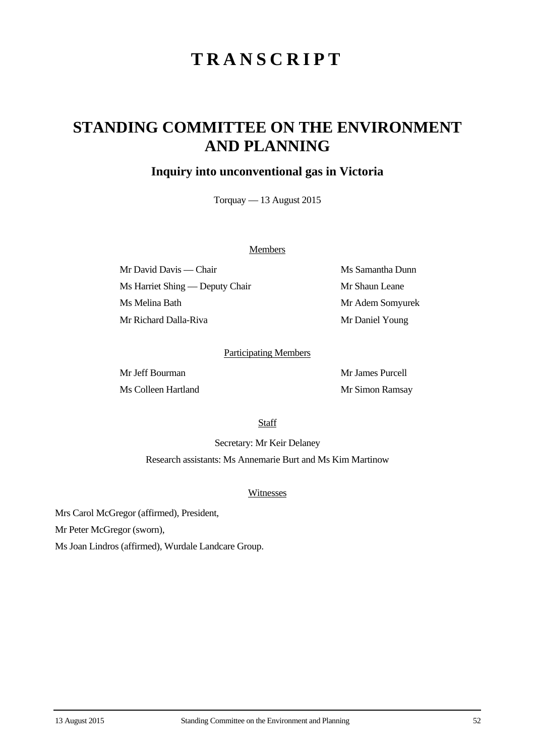# TRANSCRIPT

## STANDING COMMITTEE ON THE ENVIRONMENT AND PLANNING

### Inquiry into unconventional gas in Victoria

Torquay — 13 August 2015

Members

| | |
|---|---|
| Mr David Davis — Chair | Ms Samantha Dunn |
| Ms Harriet Shing — Deputy Chair | Mr Shaun Leane |
| Ms Melina Bath | Mr Adem Somyurek |
| Mr Richard Dalla-Riva | Mr Daniel Young |

Participating Members

| | |
|---|---|
| Mr Jeff Bourman | Mr James Purcell |
| Ms Colleen Hartland | Mr Simon Ramsay |

Staff

Secretary: Mr Keir Delaney

Research assistants: Ms Annemarie Burt and Ms Kim Martinow

Witnesses

Mrs Carol McGregor (affirmed), President,

Mr Peter McGregor (sworn),

Ms Joan Lindros (affirmed), Wurdale Landcare Group.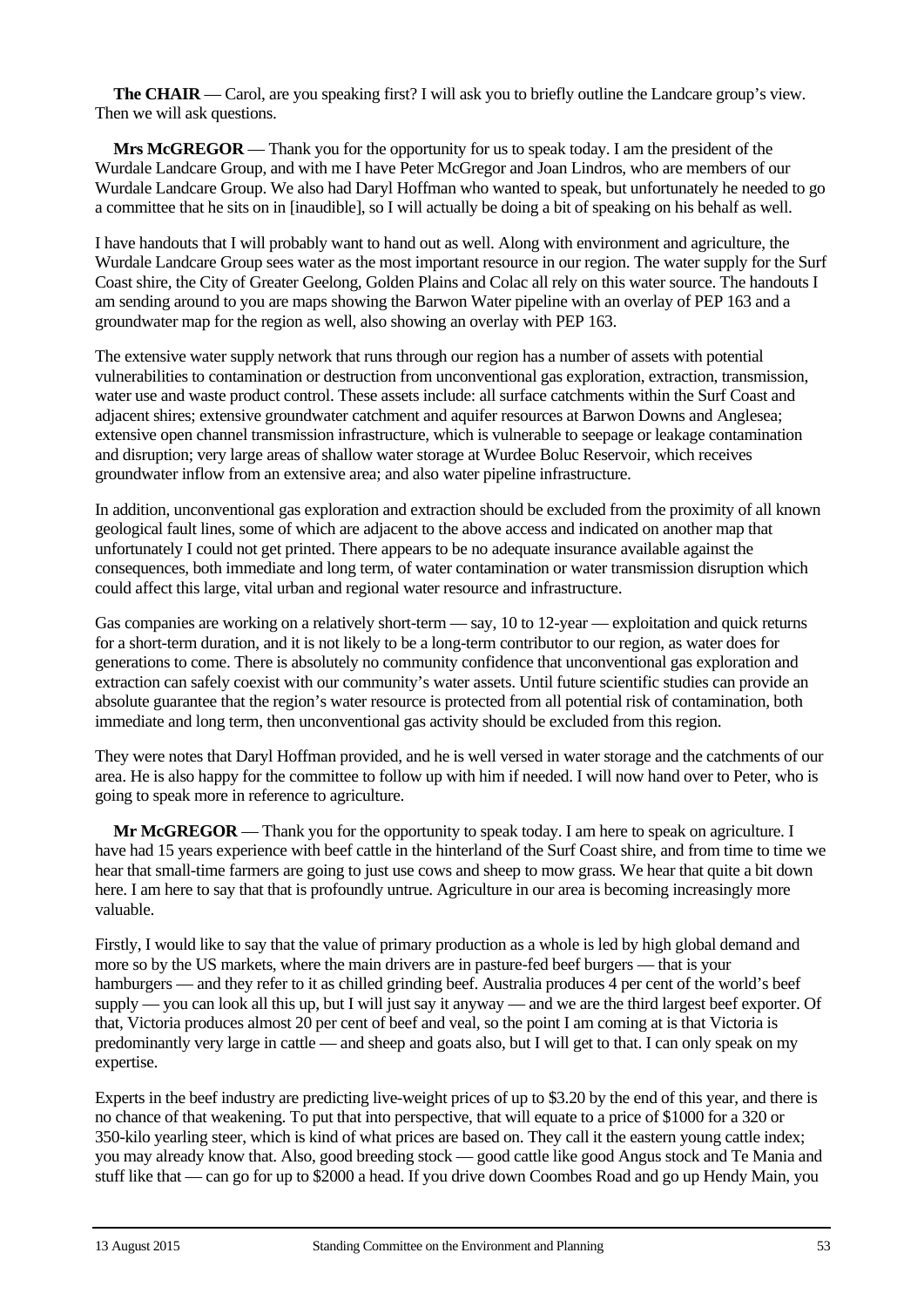**The CHAIR** — Carol, are you speaking first? I will ask you to briefly outline the Landcare group's view. Then we will ask questions.

**Mrs McGREGOR** — Thank you for the opportunity for us to speak today. I am the president of the Wurdale Landcare Group, and with me I have Peter McGregor and Joan Lindros, who are members of our Wurdale Landcare Group. We also had Daryl Hoffman who wanted to speak, but unfortunately he needed to go a committee that he sits on in [inaudible], so I will actually be doing a bit of speaking on his behalf as well.

I have handouts that I will probably want to hand out as well. Along with environment and agriculture, the Wurdale Landcare Group sees water as the most important resource in our region. The water supply for the Surf Coast shire, the City of Greater Geelong, Golden Plains and Colac all rely on this water source. The handouts I am sending around to you are maps showing the Barwon Water pipeline with an overlay of PEP 163 and a groundwater map for the region as well, also showing an overlay with PEP 163.

The extensive water supply network that runs through our region has a number of assets with potential vulnerabilities to contamination or destruction from unconventional gas exploration, extraction, transmission, water use and waste product control. These assets include: all surface catchments within the Surf Coast and adjacent shires; extensive groundwater catchment and aquifer resources at Barwon Downs and Anglesea; extensive open channel transmission infrastructure, which is vulnerable to seepage or leakage contamination and disruption; very large areas of shallow water storage at Wurdee Boluc Reservoir, which receives groundwater inflow from an extensive area; and also water pipeline infrastructure.

In addition, unconventional gas exploration and extraction should be excluded from the proximity of all known geological fault lines, some of which are adjacent to the above access and indicated on another map that unfortunately I could not get printed. There appears to be no adequate insurance available against the consequences, both immediate and long term, of water contamination or water transmission disruption which could affect this large, vital urban and regional water resource and infrastructure.

Gas companies are working on a relatively short-term — say, 10 to 12-year — exploitation and quick returns for a short-term duration, and it is not likely to be a long-term contributor to our region, as water does for generations to come. There is absolutely no community confidence that unconventional gas exploration and extraction can safely coexist with our community's water assets. Until future scientific studies can provide an absolute guarantee that the region's water resource is protected from all potential risk of contamination, both immediate and long term, then unconventional gas activity should be excluded from this region.

They were notes that Daryl Hoffman provided, and he is well versed in water storage and the catchments of our area. He is also happy for the committee to follow up with him if needed. I will now hand over to Peter, who is going to speak more in reference to agriculture.

**Mr McGREGOR** — Thank you for the opportunity to speak today. I am here to speak on agriculture. I have had 15 years experience with beef cattle in the hinterland of the Surf Coast shire, and from time to time we hear that small-time farmers are going to just use cows and sheep to mow grass. We hear that quite a bit down here. I am here to say that that is profoundly untrue. Agriculture in our area is becoming increasingly more valuable.

Firstly, I would like to say that the value of primary production as a whole is led by high global demand and more so by the US markets, where the main drivers are in pasture-fed beef burgers — that is your hamburgers — and they refer to it as chilled grinding beef. Australia produces 4 per cent of the world's beef supply — you can look all this up, but I will just say it anyway — and we are the third largest beef exporter. Of that, Victoria produces almost 20 per cent of beef and veal, so the point I am coming at is that Victoria is predominantly very large in cattle — and sheep and goats also, but I will get to that. I can only speak on my expertise.

Experts in the beef industry are predicting live-weight prices of up to $3.20 by the end of this year, and there is no chance of that weakening. To put that into perspective, that will equate to a price of $1000 for a 320 or 350-kilo yearling steer, which is kind of what prices are based on. They call it the eastern young cattle index; you may already know that. Also, good breeding stock — good cattle like good Angus stock and Te Mania and stuff like that — can go for up to $2000 a head. If you drive down Coombes Road and go up Hendy Main, you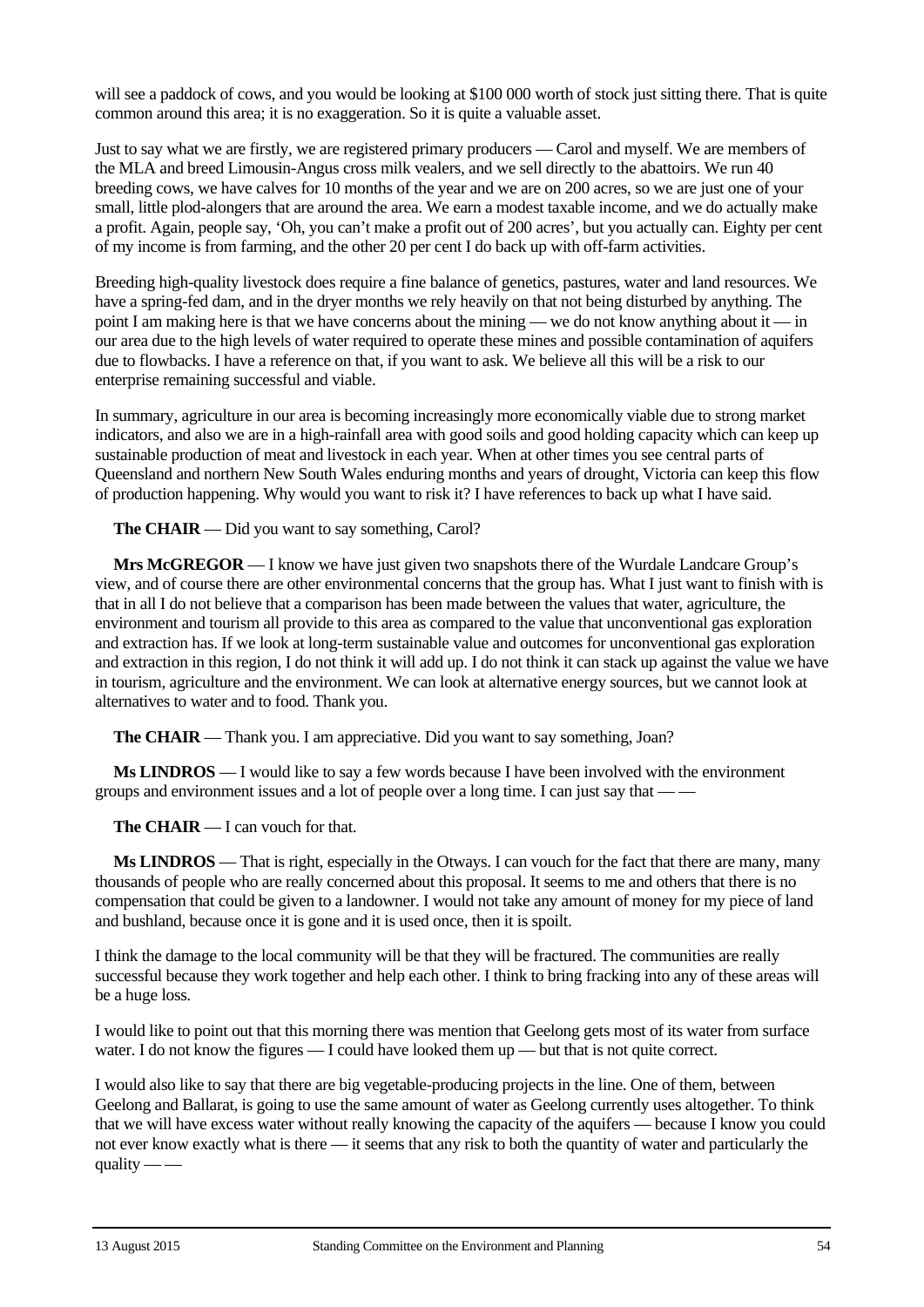will see a paddock of cows, and you would be looking at $100 000 worth of stock just sitting there. That is quite common around this area; it is no exaggeration. So it is quite a valuable asset.

Just to say what we are firstly, we are registered primary producers — Carol and myself. We are members of the MLA and breed Limousin-Angus cross milk vealers, and we sell directly to the abattoirs. We run 40 breeding cows, we have calves for 10 months of the year and we are on 200 acres, so we are just one of your small, little plod-alongers that are around the area. We earn a modest taxable income, and we do actually make a profit. Again, people say, 'Oh, you can't make a profit out of 200 acres', but you actually can. Eighty per cent of my income is from farming, and the other 20 per cent I do back up with off-farm activities.

Breeding high-quality livestock does require a fine balance of genetics, pastures, water and land resources. We have a spring-fed dam, and in the dryer months we rely heavily on that not being disturbed by anything. The point I am making here is that we have concerns about the mining — we do not know anything about it — in our area due to the high levels of water required to operate these mines and possible contamination of aquifers due to flowbacks. I have a reference on that, if you want to ask. We believe all this will be a risk to our enterprise remaining successful and viable.

In summary, agriculture in our area is becoming increasingly more economically viable due to strong market indicators, and also we are in a high-rainfall area with good soils and good holding capacity which can keep up sustainable production of meat and livestock in each year. When at other times you see central parts of Queensland and northern New South Wales enduring months and years of drought, Victoria can keep this flow of production happening. Why would you want to risk it? I have references to back up what I have said.

**The CHAIR** — Did you want to say something, Carol?

**Mrs McGREGOR** — I know we have just given two snapshots there of the Wurdale Landcare Group's view, and of course there are other environmental concerns that the group has. What I just want to finish with is that in all I do not believe that a comparison has been made between the values that water, agriculture, the environment and tourism all provide to this area as compared to the value that unconventional gas exploration and extraction has. If we look at long-term sustainable value and outcomes for unconventional gas exploration and extraction in this region, I do not think it will add up. I do not think it can stack up against the value we have in tourism, agriculture and the environment. We can look at alternative energy sources, but we cannot look at alternatives to water and to food. Thank you.

**The CHAIR** — Thank you. I am appreciative. Did you want to say something, Joan?

**Ms LINDROS** — I would like to say a few words because I have been involved with the environment groups and environment issues and a lot of people over a long time. I can just say that — —

**The CHAIR** — I can vouch for that.

**Ms LINDROS** — That is right, especially in the Otways. I can vouch for the fact that there are many, many thousands of people who are really concerned about this proposal. It seems to me and others that there is no compensation that could be given to a landowner. I would not take any amount of money for my piece of land and bushland, because once it is gone and it is used once, then it is spoilt.

I think the damage to the local community will be that they will be fractured. The communities are really successful because they work together and help each other. I think to bring fracking into any of these areas will be a huge loss.

I would like to point out that this morning there was mention that Geelong gets most of its water from surface water. I do not know the figures — I could have looked them up — but that is not quite correct.

I would also like to say that there are big vegetable-producing projects in the line. One of them, between Geelong and Ballarat, is going to use the same amount of water as Geelong currently uses altogether. To think that we will have excess water without really knowing the capacity of the aquifers — because I know you could not ever know exactly what is there — it seems that any risk to both the quantity of water and particularly the quality — —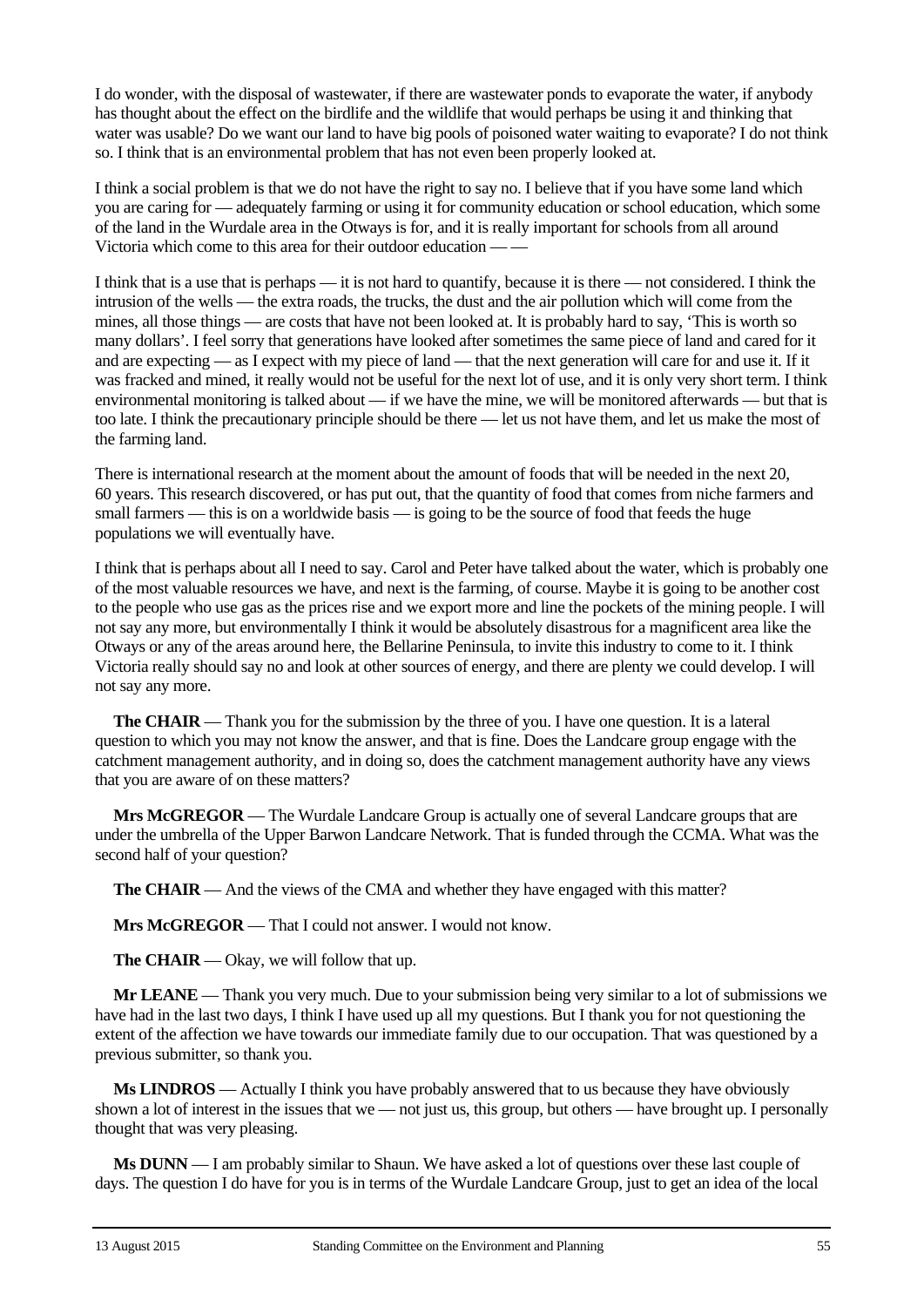I do wonder, with the disposal of wastewater, if there are wastewater ponds to evaporate the water, if anybody has thought about the effect on the birdlife and the wildlife that would perhaps be using it and thinking that water was usable? Do we want our land to have big pools of poisoned water waiting to evaporate? I do not think so. I think that is an environmental problem that has not even been properly looked at.

I think a social problem is that we do not have the right to say no. I believe that if you have some land which you are caring for — adequately farming or using it for community education or school education, which some of the land in the Wurdale area in the Otways is for, and it is really important for schools from all around Victoria which come to this area for their outdoor education — —

I think that is a use that is perhaps — it is not hard to quantify, because it is there — not considered. I think the intrusion of the wells — the extra roads, the trucks, the dust and the air pollution which will come from the mines, all those things — are costs that have not been looked at. It is probably hard to say, 'This is worth so many dollars'. I feel sorry that generations have looked after sometimes the same piece of land and cared for it and are expecting — as I expect with my piece of land — that the next generation will care for and use it. If it was fracked and mined, it really would not be useful for the next lot of use, and it is only very short term. I think environmental monitoring is talked about — if we have the mine, we will be monitored afterwards — but that is too late. I think the precautionary principle should be there — let us not have them, and let us make the most of the farming land.

There is international research at the moment about the amount of foods that will be needed in the next 20, 60 years. This research discovered, or has put out, that the quantity of food that comes from niche farmers and small farmers — this is on a worldwide basis — is going to be the source of food that feeds the huge populations we will eventually have.

I think that is perhaps about all I need to say. Carol and Peter have talked about the water, which is probably one of the most valuable resources we have, and next is the farming, of course. Maybe it is going to be another cost to the people who use gas as the prices rise and we export more and line the pockets of the mining people. I will not say any more, but environmentally I think it would be absolutely disastrous for a magnificent area like the Otways or any of the areas around here, the Bellarine Peninsula, to invite this industry to come to it. I think Victoria really should say no and look at other sources of energy, and there are plenty we could develop. I will not say any more.

**The CHAIR** — Thank you for the submission by the three of you. I have one question. It is a lateral question to which you may not know the answer, and that is fine. Does the Landcare group engage with the catchment management authority, and in doing so, does the catchment management authority have any views that you are aware of on these matters?

**Mrs McGREGOR** — The Wurdale Landcare Group is actually one of several Landcare groups that are under the umbrella of the Upper Barwon Landcare Network. That is funded through the CCMA. What was the second half of your question?

**The CHAIR** — And the views of the CMA and whether they have engaged with this matter?

**Mrs McGREGOR** — That I could not answer. I would not know.

**The CHAIR** — Okay, we will follow that up.

**Mr LEANE** — Thank you very much. Due to your submission being very similar to a lot of submissions we have had in the last two days, I think I have used up all my questions. But I thank you for not questioning the extent of the affection we have towards our immediate family due to our occupation. That was questioned by a previous submitter, so thank you.

**Ms LINDROS** — Actually I think you have probably answered that to us because they have obviously shown a lot of interest in the issues that we — not just us, this group, but others — have brought up. I personally thought that was very pleasing.

**Ms DUNN** — I am probably similar to Shaun. We have asked a lot of questions over these last couple of days. The question I do have for you is in terms of the Wurdale Landcare Group, just to get an idea of the local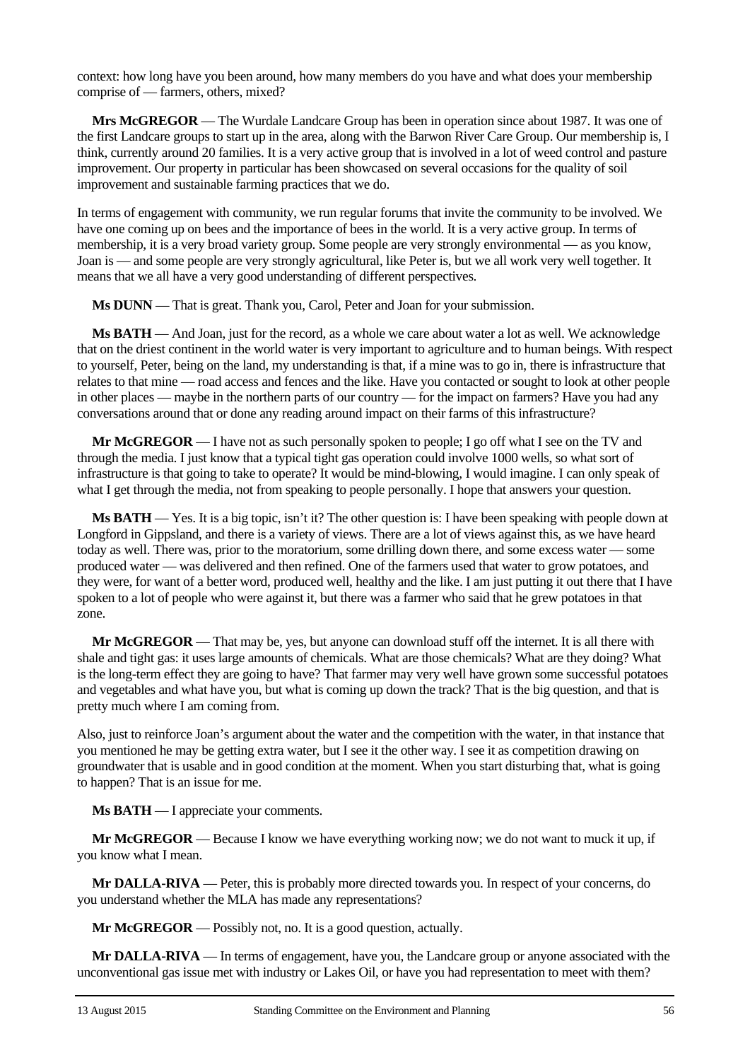context: how long have you been around, how many members do you have and what does your membership comprise of — farmers, others, mixed?

**Mrs McGREGOR** — The Wurdale Landcare Group has been in operation since about 1987. It was one of the first Landcare groups to start up in the area, along with the Barwon River Care Group. Our membership is, I think, currently around 20 families. It is a very active group that is involved in a lot of weed control and pasture improvement. Our property in particular has been showcased on several occasions for the quality of soil improvement and sustainable farming practices that we do.

In terms of engagement with community, we run regular forums that invite the community to be involved. We have one coming up on bees and the importance of bees in the world. It is a very active group. In terms of membership, it is a very broad variety group. Some people are very strongly environmental — as you know, Joan is — and some people are very strongly agricultural, like Peter is, but we all work very well together. It means that we all have a very good understanding of different perspectives.

**Ms DUNN** — That is great. Thank you, Carol, Peter and Joan for your submission.

**Ms BATH** — And Joan, just for the record, as a whole we care about water a lot as well. We acknowledge that on the driest continent in the world water is very important to agriculture and to human beings. With respect to yourself, Peter, being on the land, my understanding is that, if a mine was to go in, there is infrastructure that relates to that mine — road access and fences and the like. Have you contacted or sought to look at other people in other places — maybe in the northern parts of our country — for the impact on farmers? Have you had any conversations around that or done any reading around impact on their farms of this infrastructure?

**Mr McGREGOR** — I have not as such personally spoken to people; I go off what I see on the TV and through the media. I just know that a typical tight gas operation could involve 1000 wells, so what sort of infrastructure is that going to take to operate? It would be mind-blowing, I would imagine. I can only speak of what I get through the media, not from speaking to people personally. I hope that answers your question.

**Ms BATH** — Yes. It is a big topic, isn't it? The other question is: I have been speaking with people down at Longford in Gippsland, and there is a variety of views. There are a lot of views against this, as we have heard today as well. There was, prior to the moratorium, some drilling down there, and some excess water — some produced water — was delivered and then refined. One of the farmers used that water to grow potatoes, and they were, for want of a better word, produced well, healthy and the like. I am just putting it out there that I have spoken to a lot of people who were against it, but there was a farmer who said that he grew potatoes in that zone.

**Mr McGREGOR** — That may be, yes, but anyone can download stuff off the internet. It is all there with shale and tight gas: it uses large amounts of chemicals. What are those chemicals? What are they doing? What is the long-term effect they are going to have? That farmer may very well have grown some successful potatoes and vegetables and what have you, but what is coming up down the track? That is the big question, and that is pretty much where I am coming from.

Also, just to reinforce Joan's argument about the water and the competition with the water, in that instance that you mentioned he may be getting extra water, but I see it the other way. I see it as competition drawing on groundwater that is usable and in good condition at the moment. When you start disturbing that, what is going to happen? That is an issue for me.

**Ms BATH** — I appreciate your comments.

**Mr McGREGOR** — Because I know we have everything working now; we do not want to muck it up, if you know what I mean.

**Mr DALLA-RIVA** — Peter, this is probably more directed towards you. In respect of your concerns, do you understand whether the MLA has made any representations?

**Mr McGREGOR** — Possibly not, no. It is a good question, actually.

**Mr DALLA-RIVA** — In terms of engagement, have you, the Landcare group or anyone associated with the unconventional gas issue met with industry or Lakes Oil, or have you had representation to meet with them?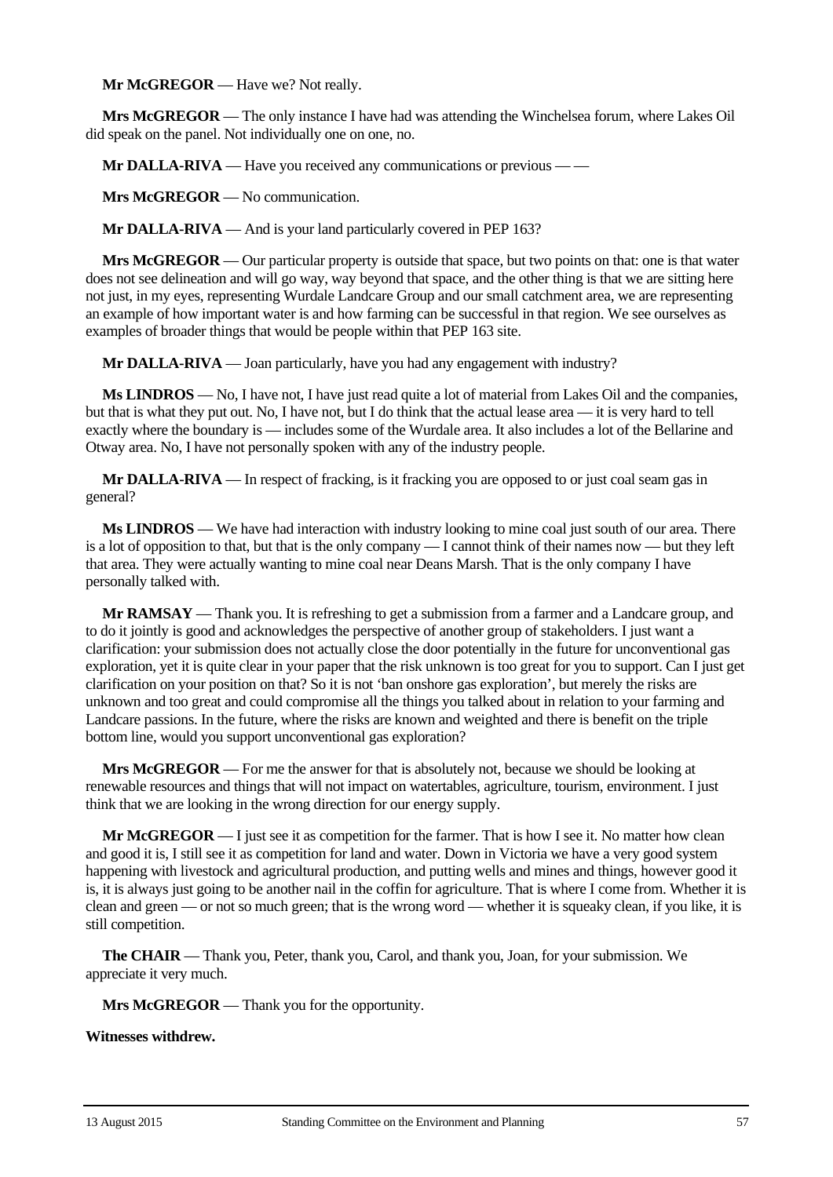**Mr McGREGOR** — Have we? Not really.

**Mrs McGREGOR** — The only instance I have had was attending the Winchelsea forum, where Lakes Oil did speak on the panel. Not individually one on one, no.

**Mr DALLA-RIVA** — Have you received any communications or previous — —

**Mrs McGREGOR** — No communication.

**Mr DALLA-RIVA** — And is your land particularly covered in PEP 163?

**Mrs McGREGOR** — Our particular property is outside that space, but two points on that: one is that water does not see delineation and will go way, way beyond that space, and the other thing is that we are sitting here not just, in my eyes, representing Wurdale Landcare Group and our small catchment area, we are representing an example of how important water is and how farming can be successful in that region. We see ourselves as examples of broader things that would be people within that PEP 163 site.

**Mr DALLA-RIVA** — Joan particularly, have you had any engagement with industry?

**Ms LINDROS** — No, I have not, I have just read quite a lot of material from Lakes Oil and the companies, but that is what they put out. No, I have not, but I do think that the actual lease area — it is very hard to tell exactly where the boundary is — includes some of the Wurdale area. It also includes a lot of the Bellarine and Otway area. No, I have not personally spoken with any of the industry people.

**Mr DALLA-RIVA** — In respect of fracking, is it fracking you are opposed to or just coal seam gas in general?

**Ms LINDROS** — We have had interaction with industry looking to mine coal just south of our area. There is a lot of opposition to that, but that is the only company — I cannot think of their names now — but they left that area. They were actually wanting to mine coal near Deans Marsh. That is the only company I have personally talked with.

**Mr RAMSAY** — Thank you. It is refreshing to get a submission from a farmer and a Landcare group, and to do it jointly is good and acknowledges the perspective of another group of stakeholders. I just want a clarification: your submission does not actually close the door potentially in the future for unconventional gas exploration, yet it is quite clear in your paper that the risk unknown is too great for you to support. Can I just get clarification on your position on that? So it is not 'ban onshore gas exploration', but merely the risks are unknown and too great and could compromise all the things you talked about in relation to your farming and Landcare passions. In the future, where the risks are known and weighted and there is benefit on the triple bottom line, would you support unconventional gas exploration?

**Mrs McGREGOR** — For me the answer for that is absolutely not, because we should be looking at renewable resources and things that will not impact on watertables, agriculture, tourism, environment. I just think that we are looking in the wrong direction for our energy supply.

**Mr McGREGOR** — I just see it as competition for the farmer. That is how I see it. No matter how clean and good it is, I still see it as competition for land and water. Down in Victoria we have a very good system happening with livestock and agricultural production, and putting wells and mines and things, however good it is, it is always just going to be another nail in the coffin for agriculture. That is where I come from. Whether it is clean and green — or not so much green; that is the wrong word — whether it is squeaky clean, if you like, it is still competition.

**The CHAIR** — Thank you, Peter, thank you, Carol, and thank you, Joan, for your submission. We appreciate it very much.

**Mrs McGREGOR** — Thank you for the opportunity.

**Witnesses withdrew.**